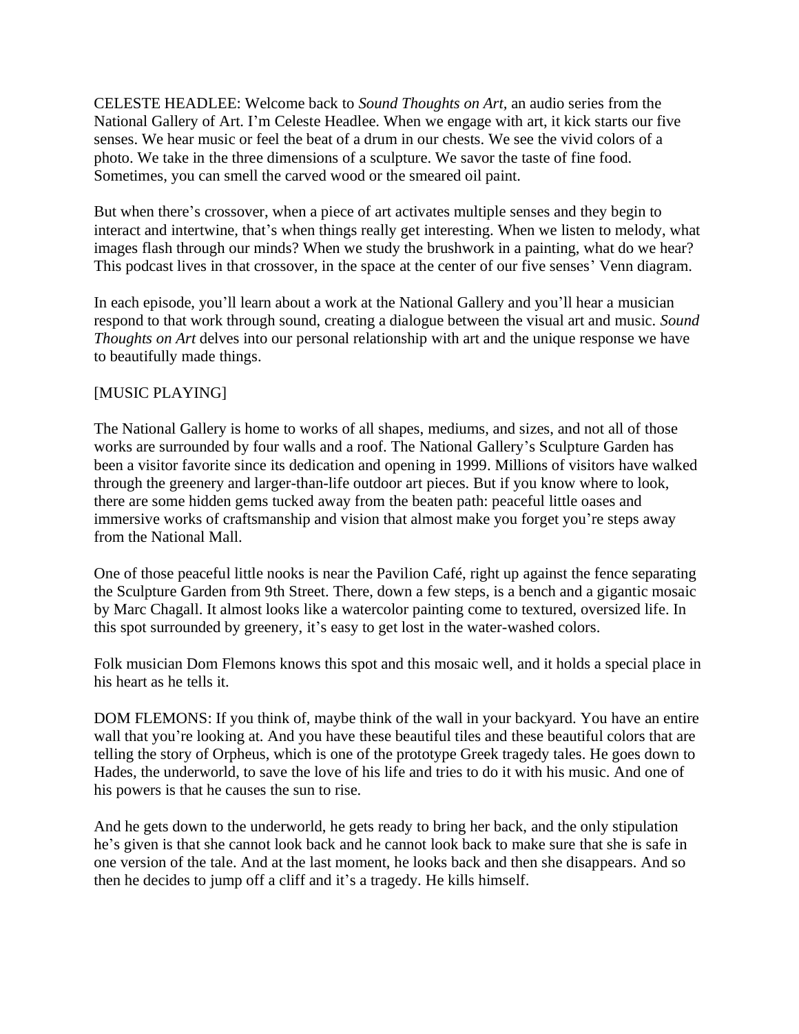CELESTE HEADLEE: Welcome back to *Sound Thoughts on Art,* an audio series from the National Gallery of Art. I'm Celeste Headlee. When we engage with art, it kick starts our five senses. We hear music or feel the beat of a drum in our chests. We see the vivid colors of a photo. We take in the three dimensions of a sculpture. We savor the taste of fine food. Sometimes, you can smell the carved wood or the smeared oil paint.

But when there's crossover, when a piece of art activates multiple senses and they begin to interact and intertwine, that's when things really get interesting. When we listen to melody, what images flash through our minds? When we study the brushwork in a painting, what do we hear? This podcast lives in that crossover, in the space at the center of our five senses' Venn diagram.

In each episode, you'll learn about a work at the National Gallery and you'll hear a musician respond to that work through sound, creating a dialogue between the visual art and music. *Sound Thoughts on Art* delves into our personal relationship with art and the unique response we have to beautifully made things.

[MUSIC PLAYING]

The National Gallery is home to works of all shapes, mediums, and sizes, and not all of those works are surrounded by four walls and a roof. The National Gallery's Sculpture Garden has been a visitor favorite since its dedication and opening in 1999. Millions of visitors have walked through the greenery and larger-than-life outdoor art pieces. But if you know where to look, there are some hidden gems tucked away from the beaten path: peaceful little oases and immersive works of craftsmanship and vision that almost make you forget you're steps away from the National Mall.

One of those peaceful little nooks is near the Pavilion Café, right up against the fence separating the Sculpture Garden from 9th Street. There, down a few steps, is a bench and a gigantic mosaic by Marc Chagall. It almost looks like a watercolor painting come to textured, oversized life. In this spot surrounded by greenery, it's easy to get lost in the water-washed colors.

Folk musician Dom Flemons knows this spot and this mosaic well, and it holds a special place in his heart as he tells it.

DOM FLEMONS: If you think of, maybe think of the wall in your backyard. You have an entire wall that you're looking at. And you have these beautiful tiles and these beautiful colors that are telling the story of Orpheus, which is one of the prototype Greek tragedy tales. He goes down to Hades, the underworld, to save the love of his life and tries to do it with his music. And one of his powers is that he causes the sun to rise.

And he gets down to the underworld, he gets ready to bring her back, and the only stipulation he's given is that she cannot look back and he cannot look back to make sure that she is safe in one version of the tale. And at the last moment, he looks back and then she disappears. And so then he decides to jump off a cliff and it's a tragedy. He kills himself.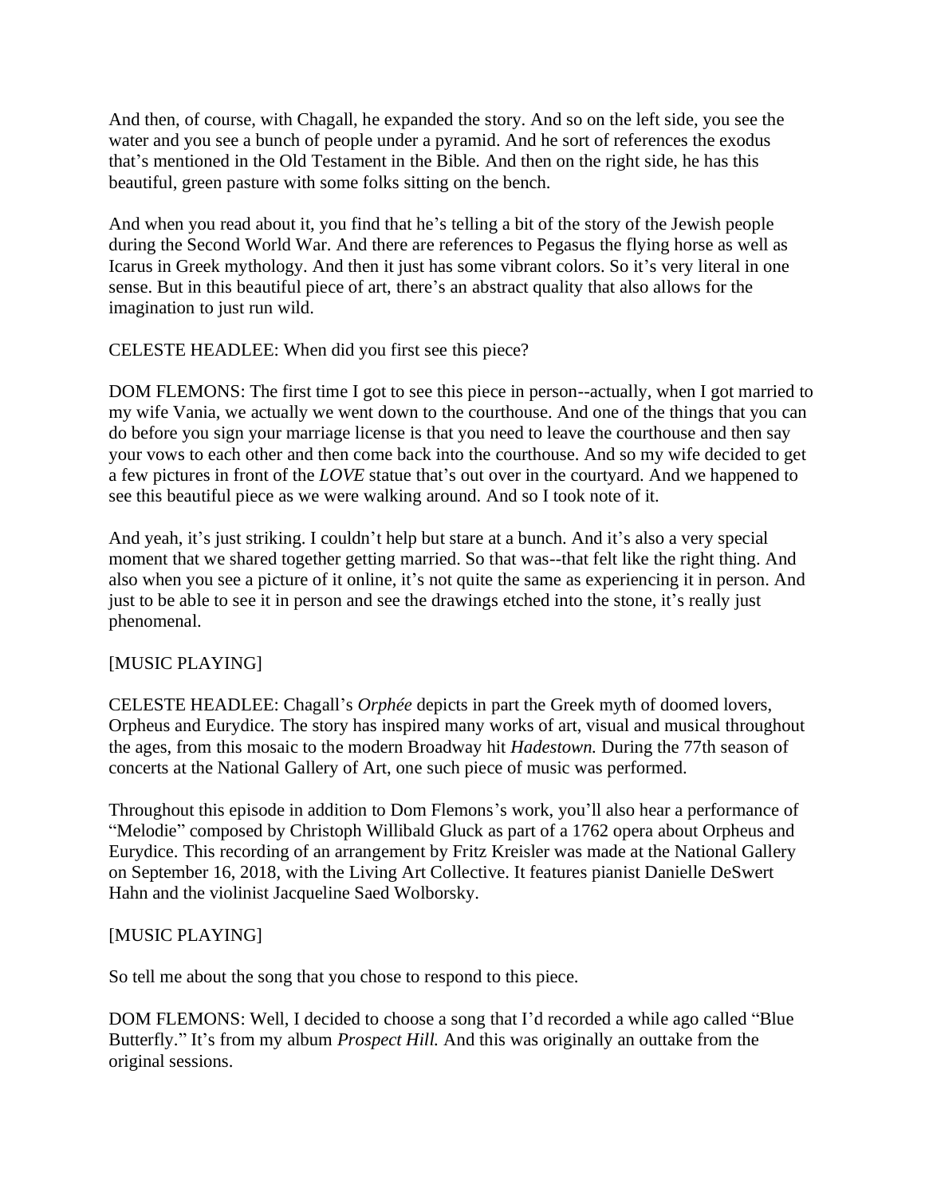And then, of course, with Chagall, he expanded the story. And so on the left side, you see the water and you see a bunch of people under a pyramid. And he sort of references the exodus that's mentioned in the Old Testament in the Bible. And then on the right side, he has this beautiful, green pasture with some folks sitting on the bench.

And when you read about it, you find that he's telling a bit of the story of the Jewish people during the Second World War. And there are references to Pegasus the flying horse as well as Icarus in Greek mythology. And then it just has some vibrant colors. So it's very literal in one sense. But in this beautiful piece of art, there's an abstract quality that also allows for the imagination to just run wild.

CELESTE HEADLEE: When did you first see this piece?

DOM FLEMONS: The first time I got to see this piece in person--actually, when I got married to my wife Vania, we actually we went down to the courthouse. And one of the things that you can do before you sign your marriage license is that you need to leave the courthouse and then say your vows to each other and then come back into the courthouse. And so my wife decided to get a few pictures in front of the *LOVE* statue that's out over in the courtyard. And we happened to see this beautiful piece as we were walking around. And so I took note of it.

And yeah, it's just striking. I couldn't help but stare at a bunch. And it's also a very special moment that we shared together getting married. So that was--that felt like the right thing. And also when you see a picture of it online, it's not quite the same as experiencing it in person. And just to be able to see it in person and see the drawings etched into the stone, it's really just phenomenal.

[MUSIC PLAYING]

CELESTE HEADLEE: Chagall's *Orphée* depicts in part the Greek myth of doomed lovers, Orpheus and Eurydice. The story has inspired many works of art, visual and musical throughout the ages, from this mosaic to the modern Broadway hit *Hadestown.* During the 77th season of concerts at the National Gallery of Art, one such piece of music was performed.

Throughout this episode in addition to Dom Flemons's work, you'll also hear a performance of "Melodie" composed by Christoph Willibald Gluck as part of a 1762 opera about Orpheus and Eurydice. This recording of an arrangement by Fritz Kreisler was made at the National Gallery on September 16, 2018, with the Living Art Collective. It features pianist Danielle DeSwert Hahn and the violinist Jacqueline Saed Wolborsky.

[MUSIC PLAYING]

So tell me about the song that you chose to respond to this piece.

DOM FLEMONS: Well, I decided to choose a song that I'd recorded a while ago called "Blue Butterfly." It's from my album *Prospect Hill.* And this was originally an outtake from the original sessions.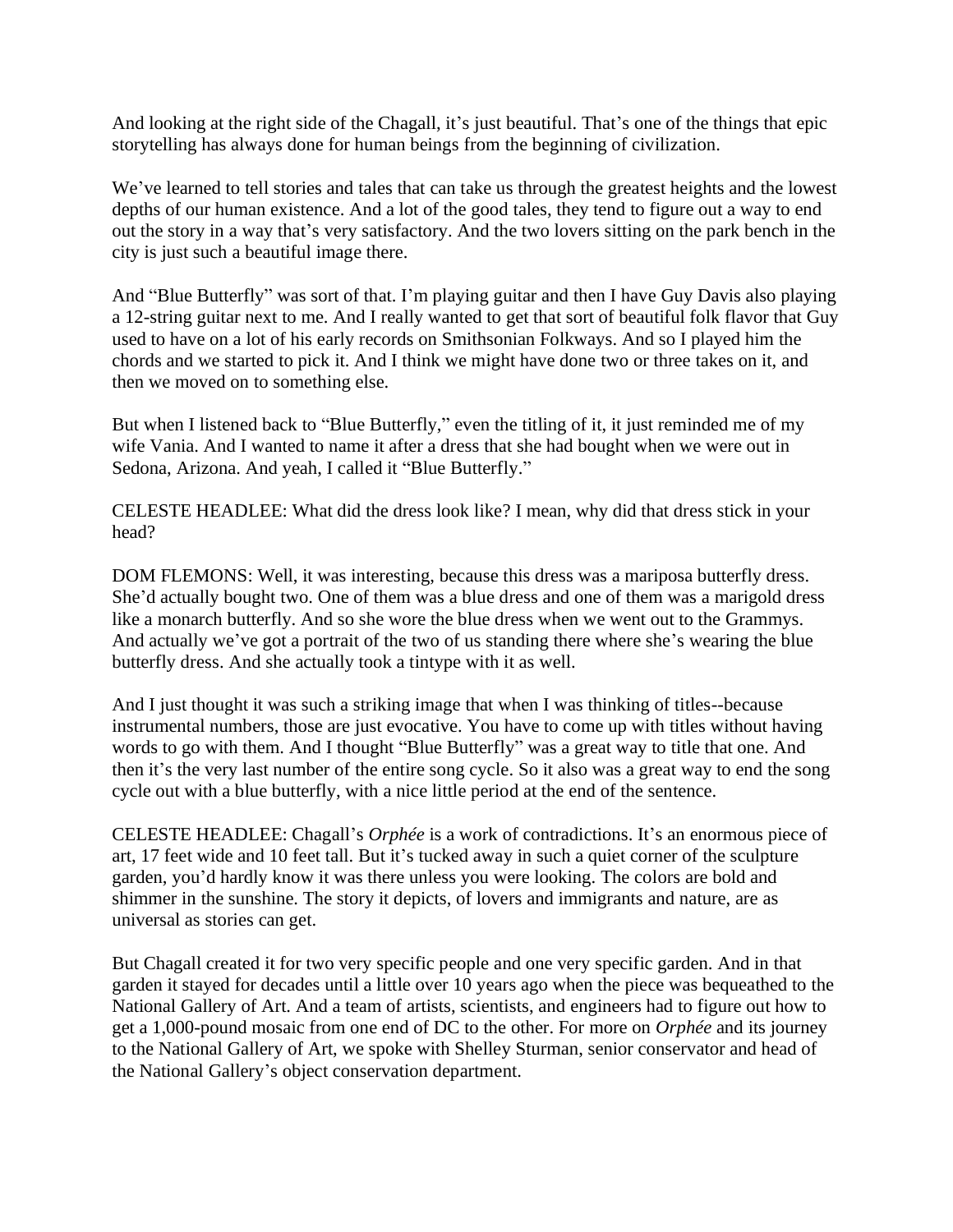And looking at the right side of the Chagall, it's just beautiful. That's one of the things that epic storytelling has always done for human beings from the beginning of civilization.

We've learned to tell stories and tales that can take us through the greatest heights and the lowest depths of our human existence. And a lot of the good tales, they tend to figure out a way to end out the story in a way that's very satisfactory. And the two lovers sitting on the park bench in the city is just such a beautiful image there.

And "Blue Butterfly" was sort of that. I'm playing guitar and then I have Guy Davis also playing a 12-string guitar next to me. And I really wanted to get that sort of beautiful folk flavor that Guy used to have on a lot of his early records on Smithsonian Folkways. And so I played him the chords and we started to pick it. And I think we might have done two or three takes on it, and then we moved on to something else.

But when I listened back to "Blue Butterfly," even the titling of it, it just reminded me of my wife Vania. And I wanted to name it after a dress that she had bought when we were out in Sedona, Arizona. And yeah, I called it "Blue Butterfly."

CELESTE HEADLEE: What did the dress look like? I mean, why did that dress stick in your head?

DOM FLEMONS: Well, it was interesting, because this dress was a mariposa butterfly dress. She'd actually bought two. One of them was a blue dress and one of them was a marigold dress like a monarch butterfly. And so she wore the blue dress when we went out to the Grammys. And actually we've got a portrait of the two of us standing there where she's wearing the blue butterfly dress. And she actually took a tintype with it as well.

And I just thought it was such a striking image that when I was thinking of titles--because instrumental numbers, those are just evocative. You have to come up with titles without having words to go with them. And I thought "Blue Butterfly" was a great way to title that one. And then it's the very last number of the entire song cycle. So it also was a great way to end the song cycle out with a blue butterfly, with a nice little period at the end of the sentence.

CELESTE HEADLEE: Chagall's *Orphée* is a work of contradictions. It's an enormous piece of art, 17 feet wide and 10 feet tall. But it's tucked away in such a quiet corner of the sculpture garden, you'd hardly know it was there unless you were looking. The colors are bold and shimmer in the sunshine. The story it depicts, of lovers and immigrants and nature, are as universal as stories can get.

But Chagall created it for two very specific people and one very specific garden. And in that garden it stayed for decades until a little over 10 years ago when the piece was bequeathed to the National Gallery of Art. And a team of artists, scientists, and engineers had to figure out how to get a 1,000-pound mosaic from one end of DC to the other. For more on *Orphée* and its journey to the National Gallery of Art, we spoke with Shelley Sturman, senior conservator and head of the National Gallery's object conservation department.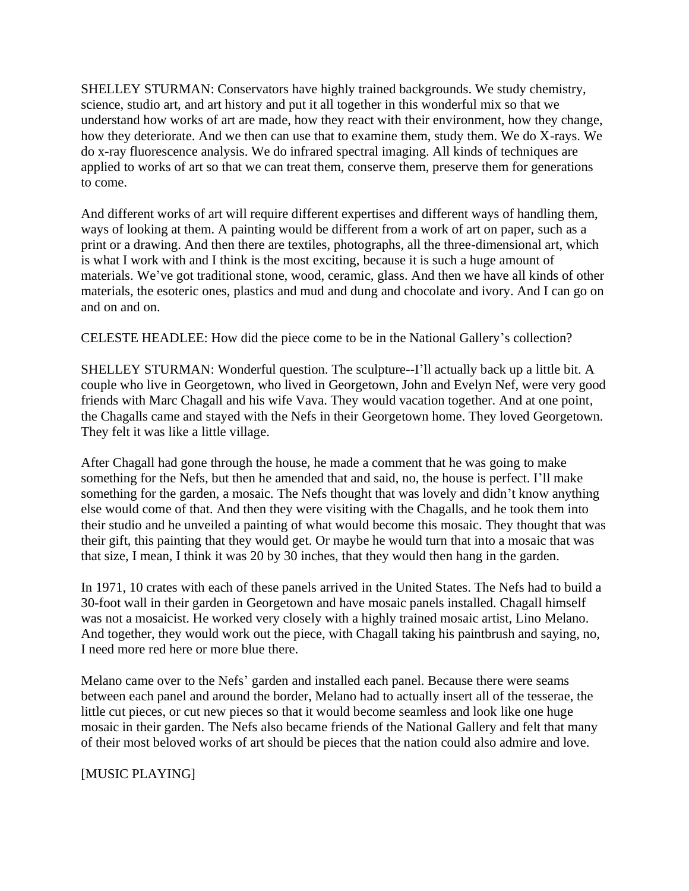SHELLEY STURMAN: Conservators have highly trained backgrounds. We study chemistry, science, studio art, and art history and put it all together in this wonderful mix so that we understand how works of art are made, how they react with their environment, how they change, how they deteriorate. And we then can use that to examine them, study them. We do X-rays. We do x-ray fluorescence analysis. We do infrared spectral imaging. All kinds of techniques are applied to works of art so that we can treat them, conserve them, preserve them for generations to come.

And different works of art will require different expertises and different ways of handling them, ways of looking at them. A painting would be different from a work of art on paper, such as a print or a drawing. And then there are textiles, photographs, all the three-dimensional art, which is what I work with and I think is the most exciting, because it is such a huge amount of materials. We've got traditional stone, wood, ceramic, glass. And then we have all kinds of other materials, the esoteric ones, plastics and mud and dung and chocolate and ivory. And I can go on and on and on.

CELESTE HEADLEE: How did the piece come to be in the National Gallery's collection?

SHELLEY STURMAN: Wonderful question. The sculpture--I'll actually back up a little bit. A couple who live in Georgetown, who lived in Georgetown, John and Evelyn Nef, were very good friends with Marc Chagall and his wife Vava. They would vacation together. And at one point, the Chagalls came and stayed with the Nefs in their Georgetown home. They loved Georgetown. They felt it was like a little village.

After Chagall had gone through the house, he made a comment that he was going to make something for the Nefs, but then he amended that and said, no, the house is perfect. I'll make something for the garden, a mosaic. The Nefs thought that was lovely and didn't know anything else would come of that. And then they were visiting with the Chagalls, and he took them into their studio and he unveiled a painting of what would become this mosaic. They thought that was their gift, this painting that they would get. Or maybe he would turn that into a mosaic that was that size, I mean, I think it was 20 by 30 inches, that they would then hang in the garden.

In 1971, 10 crates with each of these panels arrived in the United States. The Nefs had to build a 30-foot wall in their garden in Georgetown and have mosaic panels installed. Chagall himself was not a mosaicist. He worked very closely with a highly trained mosaic artist, Lino Melano. And together, they would work out the piece, with Chagall taking his paintbrush and saying, no, I need more red here or more blue there.

Melano came over to the Nefs' garden and installed each panel. Because there were seams between each panel and around the border, Melano had to actually insert all of the tesserae, the little cut pieces, or cut new pieces so that it would become seamless and look like one huge mosaic in their garden. The Nefs also became friends of the National Gallery and felt that many of their most beloved works of art should be pieces that the nation could also admire and love.

[MUSIC PLAYING]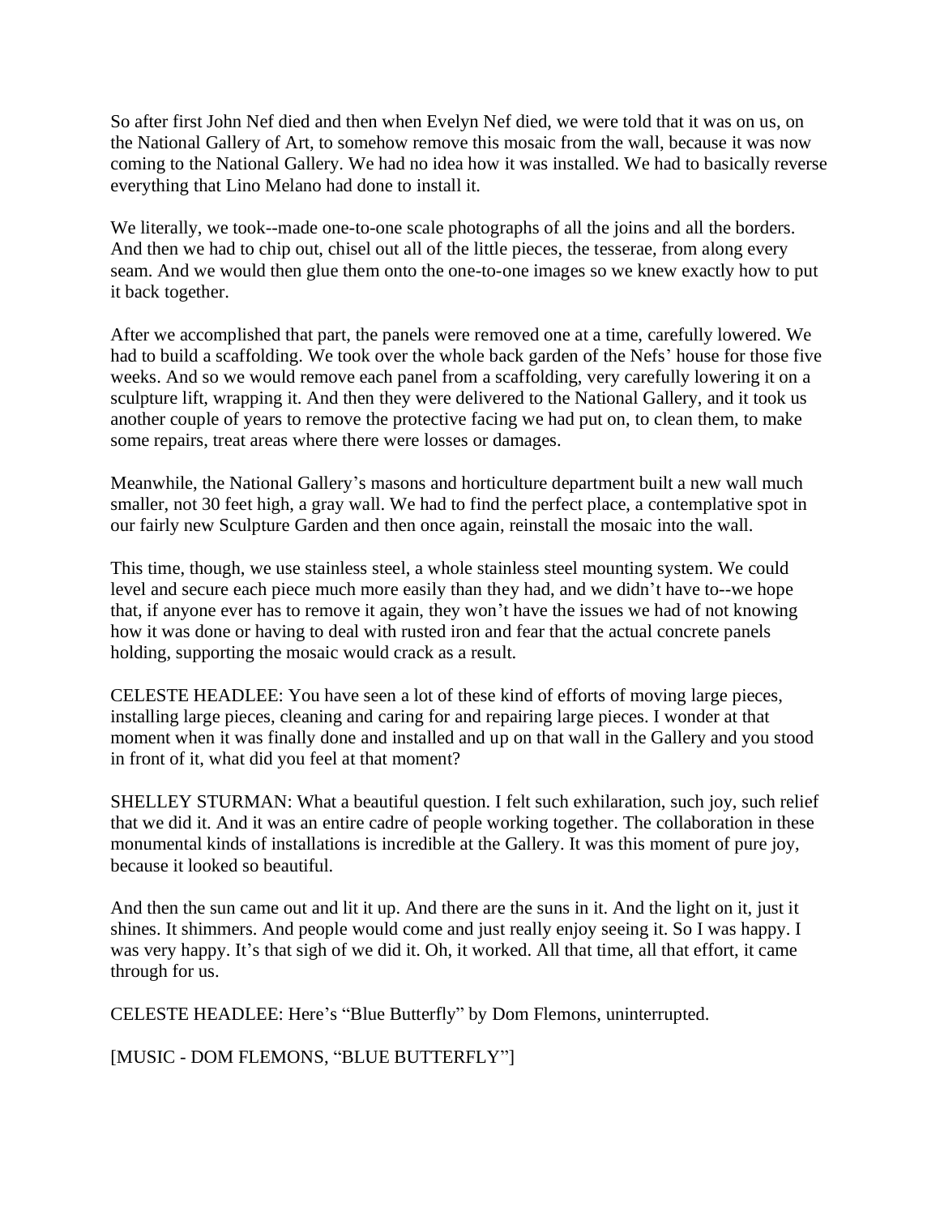So after first John Nef died and then when Evelyn Nef died, we were told that it was on us, on the National Gallery of Art, to somehow remove this mosaic from the wall, because it was now coming to the National Gallery. We had no idea how it was installed. We had to basically reverse everything that Lino Melano had done to install it.

We literally, we took--made one-to-one scale photographs of all the joins and all the borders. And then we had to chip out, chisel out all of the little pieces, the tesserae, from along every seam. And we would then glue them onto the one-to-one images so we knew exactly how to put it back together.

After we accomplished that part, the panels were removed one at a time, carefully lowered. We had to build a scaffolding. We took over the whole back garden of the Nefs' house for those five weeks. And so we would remove each panel from a scaffolding, very carefully lowering it on a sculpture lift, wrapping it. And then they were delivered to the National Gallery, and it took us another couple of years to remove the protective facing we had put on, to clean them, to make some repairs, treat areas where there were losses or damages.

Meanwhile, the National Gallery's masons and horticulture department built a new wall much smaller, not 30 feet high, a gray wall. We had to find the perfect place, a contemplative spot in our fairly new Sculpture Garden and then once again, reinstall the mosaic into the wall.

This time, though, we use stainless steel, a whole stainless steel mounting system. We could level and secure each piece much more easily than they had, and we didn't have to--we hope that, if anyone ever has to remove it again, they won't have the issues we had of not knowing how it was done or having to deal with rusted iron and fear that the actual concrete panels holding, supporting the mosaic would crack as a result.

CELESTE HEADLEE: You have seen a lot of these kind of efforts of moving large pieces, installing large pieces, cleaning and caring for and repairing large pieces. I wonder at that moment when it was finally done and installed and up on that wall in the Gallery and you stood in front of it, what did you feel at that moment?

SHELLEY STURMAN: What a beautiful question. I felt such exhilaration, such joy, such relief that we did it. And it was an entire cadre of people working together. The collaboration in these monumental kinds of installations is incredible at the Gallery. It was this moment of pure joy, because it looked so beautiful.

And then the sun came out and lit it up. And there are the suns in it. And the light on it, just it shines. It shimmers. And people would come and just really enjoy seeing it. So I was happy. I was very happy. It's that sigh of we did it. Oh, it worked. All that time, all that effort, it came through for us.

CELESTE HEADLEE: Here's "Blue Butterfly" by Dom Flemons, uninterrupted.

[MUSIC - DOM FLEMONS, "BLUE BUTTERFLY"]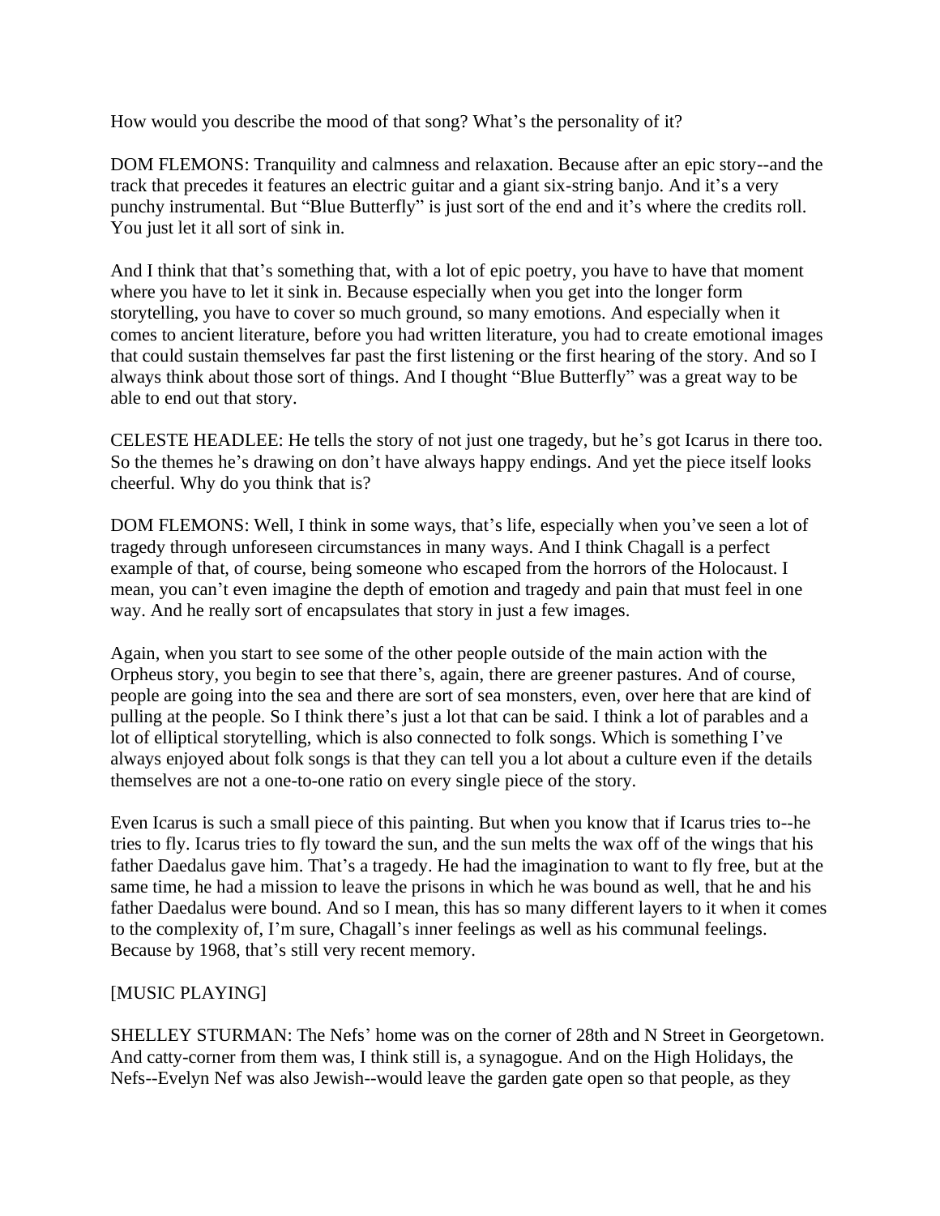How would you describe the mood of that song? What's the personality of it?

DOM FLEMONS: Tranquility and calmness and relaxation. Because after an epic story--and the track that precedes it features an electric guitar and a giant six-string banjo. And it's a very punchy instrumental. But "Blue Butterfly" is just sort of the end and it's where the credits roll. You just let it all sort of sink in.

And I think that that's something that, with a lot of epic poetry, you have to have that moment where you have to let it sink in. Because especially when you get into the longer form storytelling, you have to cover so much ground, so many emotions. And especially when it comes to ancient literature, before you had written literature, you had to create emotional images that could sustain themselves far past the first listening or the first hearing of the story. And so I always think about those sort of things. And I thought "Blue Butterfly" was a great way to be able to end out that story.

CELESTE HEADLEE: He tells the story of not just one tragedy, but he's got Icarus in there too. So the themes he's drawing on don't have always happy endings. And yet the piece itself looks cheerful. Why do you think that is?

DOM FLEMONS: Well, I think in some ways, that's life, especially when you've seen a lot of tragedy through unforeseen circumstances in many ways. And I think Chagall is a perfect example of that, of course, being someone who escaped from the horrors of the Holocaust. I mean, you can't even imagine the depth of emotion and tragedy and pain that must feel in one way. And he really sort of encapsulates that story in just a few images.

Again, when you start to see some of the other people outside of the main action with the Orpheus story, you begin to see that there's, again, there are greener pastures. And of course, people are going into the sea and there are sort of sea monsters, even, over here that are kind of pulling at the people. So I think there's just a lot that can be said. I think a lot of parables and a lot of elliptical storytelling, which is also connected to folk songs. Which is something I've always enjoyed about folk songs is that they can tell you a lot about a culture even if the details themselves are not a one-to-one ratio on every single piece of the story.

Even Icarus is such a small piece of this painting. But when you know that if Icarus tries to--he tries to fly. Icarus tries to fly toward the sun, and the sun melts the wax off of the wings that his father Daedalus gave him. That's a tragedy. He had the imagination to want to fly free, but at the same time, he had a mission to leave the prisons in which he was bound as well, that he and his father Daedalus were bound. And so I mean, this has so many different layers to it when it comes to the complexity of, I'm sure, Chagall's inner feelings as well as his communal feelings. Because by 1968, that's still very recent memory.

[MUSIC PLAYING]

SHELLEY STURMAN: The Nefs' home was on the corner of 28th and N Street in Georgetown. And catty-corner from them was, I think still is, a synagogue. And on the High Holidays, the Nefs--Evelyn Nef was also Jewish--would leave the garden gate open so that people, as they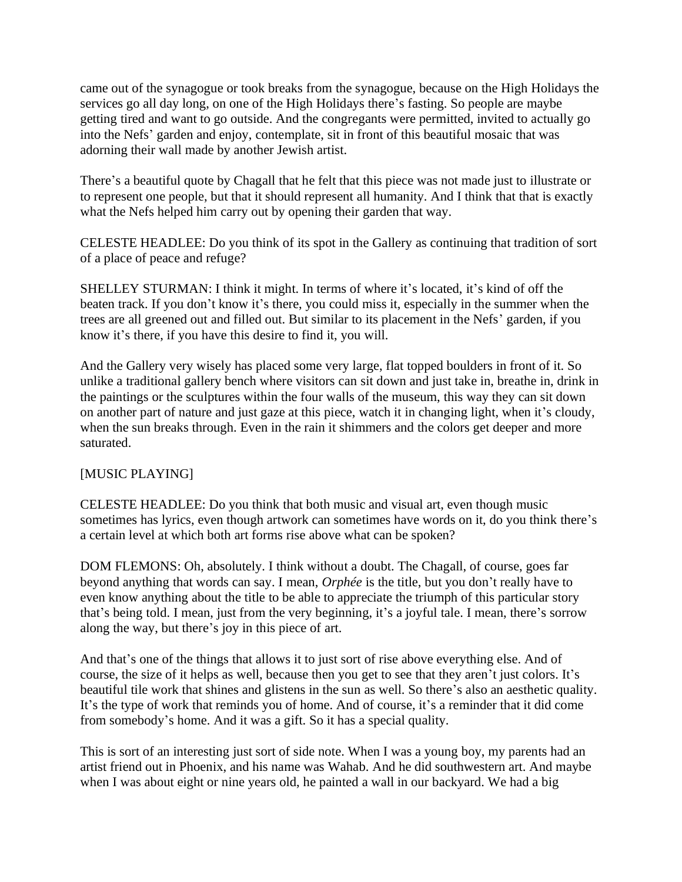came out of the synagogue or took breaks from the synagogue, because on the High Holidays the services go all day long, on one of the High Holidays there's fasting. So people are maybe getting tired and want to go outside. And the congregants were permitted, invited to actually go into the Nefs' garden and enjoy, contemplate, sit in front of this beautiful mosaic that was adorning their wall made by another Jewish artist.

There's a beautiful quote by Chagall that he felt that this piece was not made just to illustrate or to represent one people, but that it should represent all humanity. And I think that that is exactly what the Nefs helped him carry out by opening their garden that way.

CELESTE HEADLEE: Do you think of its spot in the Gallery as continuing that tradition of sort of a place of peace and refuge?

SHELLEY STURMAN: I think it might. In terms of where it's located, it's kind of off the beaten track. If you don't know it's there, you could miss it, especially in the summer when the trees are all greened out and filled out. But similar to its placement in the Nefs' garden, if you know it's there, if you have this desire to find it, you will.

And the Gallery very wisely has placed some very large, flat topped boulders in front of it. So unlike a traditional gallery bench where visitors can sit down and just take in, breathe in, drink in the paintings or the sculptures within the four walls of the museum, this way they can sit down on another part of nature and just gaze at this piece, watch it in changing light, when it's cloudy, when the sun breaks through. Even in the rain it shimmers and the colors get deeper and more saturated.

[MUSIC PLAYING]

CELESTE HEADLEE: Do you think that both music and visual art, even though music sometimes has lyrics, even though artwork can sometimes have words on it, do you think there's a certain level at which both art forms rise above what can be spoken?

DOM FLEMONS: Oh, absolutely. I think without a doubt. The Chagall, of course, goes far beyond anything that words can say. I mean, *Orphée* is the title, but you don't really have to even know anything about the title to be able to appreciate the triumph of this particular story that's being told. I mean, just from the very beginning, it's a joyful tale. I mean, there's sorrow along the way, but there's joy in this piece of art.

And that's one of the things that allows it to just sort of rise above everything else. And of course, the size of it helps as well, because then you get to see that they aren't just colors. It's beautiful tile work that shines and glistens in the sun as well. So there's also an aesthetic quality. It's the type of work that reminds you of home. And of course, it's a reminder that it did come from somebody's home. And it was a gift. So it has a special quality.

This is sort of an interesting just sort of side note. When I was a young boy, my parents had an artist friend out in Phoenix, and his name was Wahab. And he did southwestern art. And maybe when I was about eight or nine years old, he painted a wall in our backyard. We had a big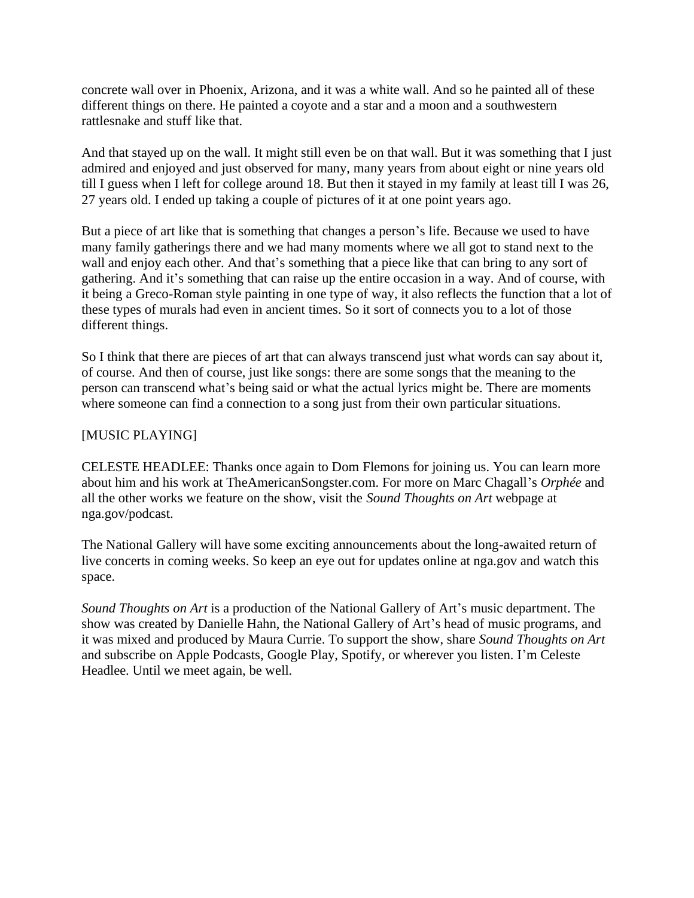concrete wall over in Phoenix, Arizona, and it was a white wall. And so he painted all of these different things on there. He painted a coyote and a star and a moon and a southwestern rattlesnake and stuff like that.

And that stayed up on the wall. It might still even be on that wall. But it was something that I just admired and enjoyed and just observed for many, many years from about eight or nine years old till I guess when I left for college around 18. But then it stayed in my family at least till I was 26, 27 years old. I ended up taking a couple of pictures of it at one point years ago.

But a piece of art like that is something that changes a person's life. Because we used to have many family gatherings there and we had many moments where we all got to stand next to the wall and enjoy each other. And that's something that a piece like that can bring to any sort of gathering. And it's something that can raise up the entire occasion in a way. And of course, with it being a Greco-Roman style painting in one type of way, it also reflects the function that a lot of these types of murals had even in ancient times. So it sort of connects you to a lot of those different things.

So I think that there are pieces of art that can always transcend just what words can say about it, of course. And then of course, just like songs: there are some songs that the meaning to the person can transcend what's being said or what the actual lyrics might be. There are moments where someone can find a connection to a song just from their own particular situations.

[MUSIC PLAYING]

CELESTE HEADLEE: Thanks once again to Dom Flemons for joining us. You can learn more about him and his work at TheAmericanSongster.com. For more on Marc Chagall's *Orphée* and all the other works we feature on the show, visit the *Sound Thoughts on Art* webpage at nga.gov/podcast.

The National Gallery will have some exciting announcements about the long-awaited return of live concerts in coming weeks. So keep an eye out for updates online at nga.gov and watch this space.

*Sound Thoughts on Art* is a production of the National Gallery of Art's music department. The show was created by Danielle Hahn, the National Gallery of Art's head of music programs, and it was mixed and produced by Maura Currie. To support the show, share *Sound Thoughts on Art* and subscribe on Apple Podcasts, Google Play, Spotify, or wherever you listen. I'm Celeste Headlee. Until we meet again, be well.